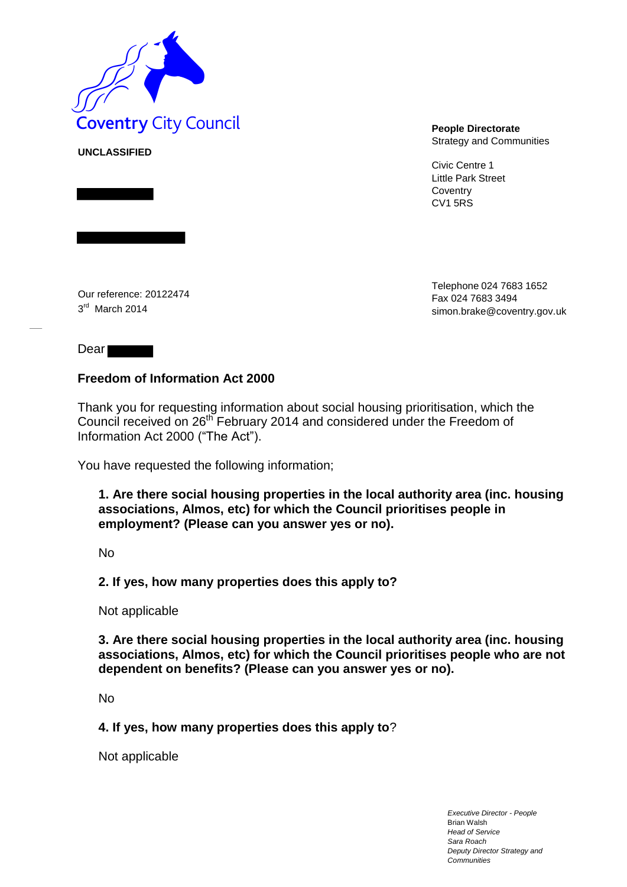Coventry City Council

**UNCLASSIFIED**

**People Directorate**
Strategy and Communities

Civic Centre 1
Little Park Street
Coventry
CV1 5RS

Our reference: 20122474
3rd March 2014

Telephone 024 7683 1652
Fax 024 7683 3494
simon.brake@coventry.gov.uk

Dear

**Freedom of Information Act 2000**

Thank you for requesting information about social housing prioritisation, which the Council received on 26th February 2014 and considered under the Freedom of Information Act 2000 ("The Act").

You have requested the following information;

> **1. Are there social housing properties in the local authority area (inc. housing associations, Almos, etc) for which the Council prioritises people in employment? (Please can you answer yes or no).**
>
> No
>
> **2. If yes, how many properties does this apply to?**
>
> Not applicable
>
> **3. Are there social housing properties in the local authority area (inc. housing associations, Almos, etc) for which the Council prioritises people who are not dependent on benefits? (Please can you answer yes or no).**
>
> No
>
> **4. If yes, how many properties does this apply to**?
>
> Not applicable

*Executive Director - People*
Brian Walsh
*Head of Service*
*Sara Roach*
*Deputy Director Strategy and Communities*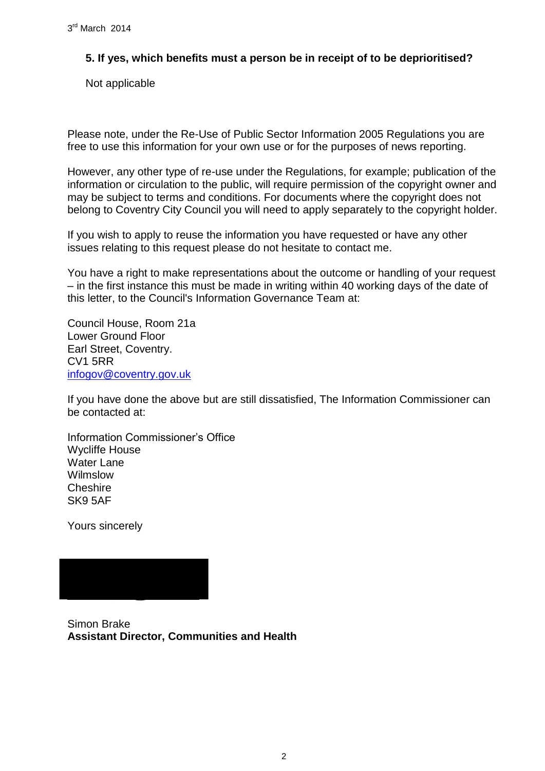3rd March 2014

**5. If yes, which benefits must a person be in receipt of to be deprioritised?**

Not applicable

Please note, under the Re-Use of Public Sector Information 2005 Regulations you are free to use this information for your own use or for the purposes of news reporting.

However, any other type of re-use under the Regulations, for example; publication of the information or circulation to the public, will require permission of the copyright owner and may be subject to terms and conditions. For documents where the copyright does not belong to Coventry City Council you will need to apply separately to the copyright holder.

If you wish to apply to reuse the information you have requested or have any other issues relating to this request please do not hesitate to contact me.

You have a right to make representations about the outcome or handling of your request – in the first instance this must be made in writing within 40 working days of the date of this letter, to the Council's Information Governance Team at:

Council House, Room 21a
Lower Ground Floor
Earl Street, Coventry.
CV1 5RR
infogov@coventry.gov.uk

If you have done the above but are still dissatisfied, The Information Commissioner can be contacted at:

Information Commissioner's Office
Wycliffe House
Water Lane
Wilmslow
Cheshire
SK9 5AF

Yours sincerely

Simon Brake
**Assistant Director, Communities and Health**